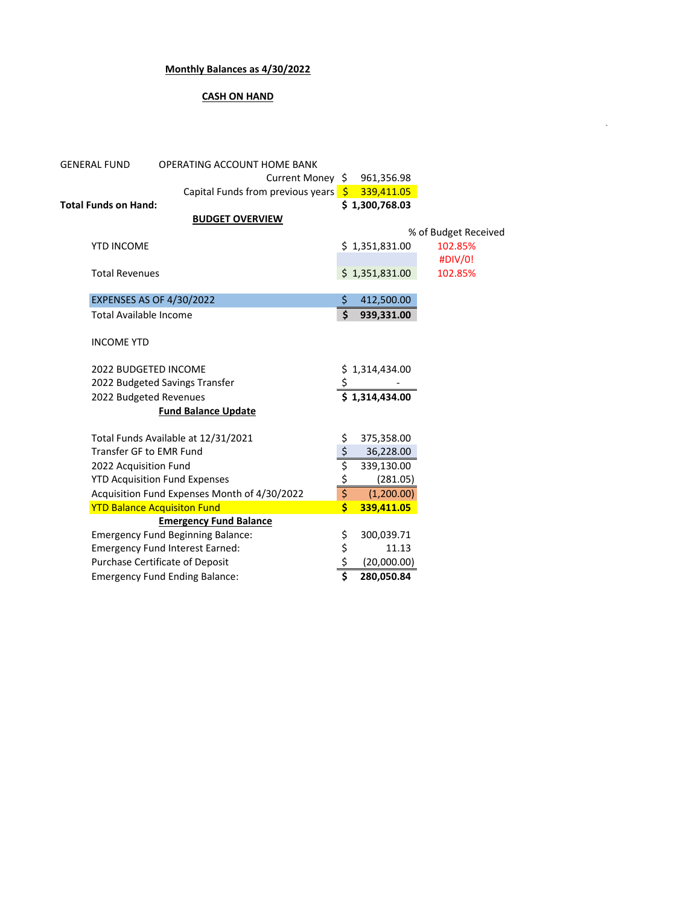## Monthly Balances as 4/30/2022

### CASH ON HAND

| GENERAL FUND | OPERATING ACCOUNT HOME BANK | | |
|---|---|---|---|
| | Current Money | $ 961,356.98 | |
| | Capital Funds from previous years | $ 339,411.05 | |
| **Total Funds on Hand:** | | **$ 1,300,768.03** | |

### BUDGET OVERVIEW

| | | % of Budget Received |
|---|---|---|
| YTD INCOME | $ 1,351,831.00 | 102.85% |
| | | #DIV/0! |
| Total Revenues | $ 1,351,831.00 | 102.85% |
| | | |
| EXPENSES AS OF 4/30/2022 | $ 412,500.00 | |
| Total Available Income | **$ 939,331.00** | |

INCOME YTD

| | |
|---|---|
| 2022 BUDGETED INCOME | $ 1,314,434.00 |
| 2022 Budgeted Savings Transfer | $ - |
| 2022 Budgeted Revenues | **$ 1,314,434.00** |

### Fund Balance Update

| | |
|---|---|
| Total Funds Available at 12/31/2021 | $ 375,358.00 |
| Transfer GF to EMR Fund | $ 36,228.00 |
| 2022 Acquisition Fund | $ 339,130.00 |
| YTD Acquisition Fund Expenses | $ (281.05) |
| Acquisition Fund Expenses Month of 4/30/2022 | $ (1,200.00) |
| YTD Balance Acquisiton Fund | **$ 339,411.05** |

### Emergency Fund Balance

| | |
|---|---|
| Emergency Fund Beginning Balance: | $ 300,039.71 |
| Emergency Fund Interest Earned: | $ 11.13 |
| Purchase Certificate of Deposit | $ (20,000.00) |
| Emergency Fund Ending Balance: | **$ 280,050.84** |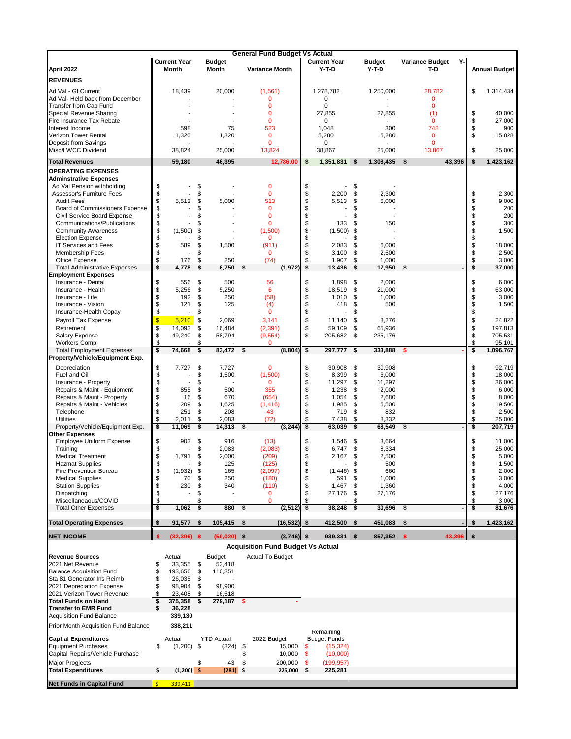# General Fund Budget Vs Actual

| April 2022 | Current Year Month | Budget Month | Variance Month | Current Year Y-T-D | Budget Y-T-D | Variance Budget Y-T-D | Annual Budget |
|---|---|---|---|---|---|---|---|
| **REVENUES** | | | | | | | |
| Ad Val - Gf Current | 18,439 | 20,000 | (1,561) | 1,278,782 | 1,250,000 | 28,782 | $ 1,314,434 |
| Ad Val- Held back from December | - | - | 0 | 0 | - | 0 | |
| Transfer from Cap Fund | - | - | 0 | 0 | - | 0 | |
| Special Revenue Sharing | - | - | 0 | 27,855 | 27,855 | (1) | $ 40,000 |
| Fire Insurance Tax Rebate | - | - | 0 | 0 | - | 0 | $ 27,000 |
| Interest Income | 598 | 75 | 523 | 1,048 | 300 | 748 | $ 900 |
| Verizon Tower Rental | 1,320 | 1,320 | 0 | 5,280 | 5,280 | 0 | $ 15,828 |
| Deposit from Savings | - | - | 0 | 0 | - | 0 | |
| Misc/LWCC Dividend | 38,824 | 25,000 | 13,824 | 38,867 | 25,000 | 13,867 | $ 25,000 |
| **Total Revenues** | **59,180** | **46,395** | **12,786.00** | **$ 1,351,831** | **$ 1,308,435** | **$ 43,396** | **$ 1,423,162** |
| **OPERATING EXPENSES** | | | | | | | |
| **Adminstrative Expenses** | | | | | | | |
| Ad Val Pension withholding | $ - | $ - | 0 | $ - | $ - | | |
| Assessor's Furniture Fees | $ - | $ - | 0 | $ 2,200 | $ 2,300 | | $ 2,300 |
| Audit Fees | $ 5,513 | $ 5,000 | 513 | $ 5,513 | $ 6,000 | | $ 9,000 |
| Board of Commissioners Expense | $ - | $ - | 0 | $ - | $ - | | $ 200 |
| Civil Service Board Expense | $ - | $ - | 0 | $ - | $ - | | $ 200 |
| Communications/Publications | $ - | $ - | 0 | $ 133 | $ 150 | | $ 300 |
| Community Awareness | $ (1,500) | $ - | (1,500) | $ (1,500) | $ - | | $ 1,500 |
| Election Expense | $ - | $ - | 0 | $ - | $ - | | $ - |
| IT Services and Fees | $ 589 | $ 1,500 | (911) | $ 2,083 | $ 6,000 | | $ 18,000 |
| Membership Fees | $ - | $ - | 0 | $ 3,100 | $ 2,500 | | $ 2,500 |
| Office Expense | $ 176 | $ 250 | (74) | $ 1,907 | $ 1,000 | | $ 3,000 |
| Total Administrative Expenses | **$ 4,778** | **$ 6,750** | **$ (1,972)** | **$ 13,436** | **$ 17,950** | **$ -** | **$ 37,000** |
| **Employment Expenses** | | | | | | | |
| Insurance - Dental | $ 556 | $ 500 | 56 | $ 1,898 | $ 2,000 | | $ 6,000 |
| Insurance - Health | $ 5,256 | $ 5,250 | 6 | $ 18,519 | $ 21,000 | | $ 63,000 |
| Insurance - Life | $ 192 | $ 250 | (58) | $ 1,010 | $ 1,000 | | $ 3,000 |
| Insurance - Vision | $ 121 | $ 125 | (4) | $ 418 | $ 500 | | $ 1,500 |
| Insurance-Health Copay | $ - | $ - | 0 | $ - | $ - | | $ - |
| Payroll Tax Expense | $ 5,210 | $ 2,069 | 3,141 | $ 11,140 | $ 8,276 | | $ 24,822 |
| Retirement | $ 14,093 | $ 16,484 | (2,391) | $ 59,109 | $ 65,936 | | $ 197,813 |
| Salary Expense | $ 49,240 | $ 58,794 | (9,554) | $ 205,682 | $ 235,176 | | $ 705,531 |
| Workers Comp | $ - | $ - | 0 | | | | $ 95,101 |
| Total Employment Expenses | **$ 74,668** | **$ 83,472** | **$ (8,804)** | **$ 297,777** | **$ 333,888** | **$ -** | **$ 1,096,767** |
| **Property/Vehicle/Equipment Exp.** | | | | | | | |
| Depreciation | $ 7,727 | $ 7,727 | 0 | $ 30,908 | $ 30,908 | | $ 92,719 |
| Fuel and Oil | $ - | $ 1,500 | (1,500) | $ 8,399 | $ 6,000 | | $ 18,000 |
| Insurance - Property | $ - | $ - | 0 | $ 11,297 | $ 11,297 | | $ 36,000 |
| Repairs & Maint - Equipment | $ 855 | $ 500 | 355 | $ 1,238 | $ 2,000 | | $ 6,000 |
| Repairs & Maint - Property | $ 16 | $ 670 | (654) | $ 1,054 | $ 2,680 | | $ 8,000 |
| Repairs & Maint - Vehicles | $ 209 | $ 1,625 | (1,416) | $ 1,985 | $ 6,500 | | $ 19,500 |
| Telephone | $ 251 | $ 208 | 43 | $ 719 | $ 832 | | $ 2,500 |
| Utilities | $ 2,011 | $ 2,083 | (72) | $ 7,438 | $ 8,332 | | $ 25,000 |
| Property/Vehicle/Equipment Exp. | **$ 11,069** | **$ 14,313** | **$ (3,244)** | **$ 63,039** | **$ 68,549** | **$ -** | **$ 207,719** |
| **Other Expenses** | | | | | | | |
| Employee Uniform Expense | $ 903 | $ 916 | (13) | $ 1,546 | $ 3,664 | | $ 11,000 |
| Training | $ - | $ 2,083 | (2,083) | $ 6,747 | $ 8,334 | | $ 25,000 |
| Medical Treatment | $ 1,791 | $ 2,000 | (209) | $ 2,167 | $ 2,500 | | $ 5,000 |
| Hazmat Supplies | $ - | $ 125 | (125) | $ - | $ 500 | | $ 1,500 |
| Fire Prevention Bureau | $ (1,932) | $ 165 | (2,097) | $ (1,446) | $ 660 | | $ 2,000 |
| Medical Supplies | $ 70 | $ 250 | (180) | $ 591 | $ 1,000 | | $ 3,000 |
| Station Supplies | $ 230 | $ 340 | (110) | $ 1,467 | $ 1,360 | | $ 4,000 |
| Dispatching | $ - | $ - | 0 | $ 27,176 | $ 27,176 | | $ 27,176 |
| Miscellaneaous/COVID | $ - | $ - | 0 | $ - | $ - | | $ 3,000 |
| Total Other Expenses | **$ 1,062** | **$ 880** | **$ (2,512)** | **$ 38,248** | **$ 30,696** | **$ -** | **$ 81,676** |
| **Total Operating Expenses** | **$ 91,577** | **$ 105,415** | **$ (16,532)** | **$ 412,500** | **$ 451,083** | **$ -** | **$ 1,423,162** |
| **NET INCOME** | **$ (32,396)** | **$ (59,020)** | **$ (3,746)** | **$ 939,331** | **$ 857,352** | **$ 43,396** | **$ -** |

## Acquisition Fund Budget Vs Actual

| Revenue Sources | Actual | Budget | Actual To Budget |
|---|---|---|---|
| 2021 Net Revenue | $ 33,355 | $ 53,418 | |
| Balance Acquisition Fund | $ 193,656 | $ 110,351 | |
| Sta 81 Generator Ins Reimb | $ 26,035 | $ - | |
| 2021 Depreciation Expense | $ 98,904 | $ 98,900 | |
| 2021 Verizon Tower Revenue | $ 23,408 | $ 16,518 | |
| **Total Funds on Hand** | **$ 375,358** | **$ 279,187** | $ - |
| **Transfer to EMR Fund** | **$ 36,228** | | |
| Acquisition Fund Balance | **339,130** | | |
| Prior Month Acquisition Fund Balance | **338,211** | | |

| Captial Expenditures | Actual | YTD Actual | 2022 Budget | Remaining Budget Funds |
|---|---|---|---|---|
| Equipment Purchases | $ (1,200) | $ (324) | $ 15,000 | $ (15,324) |
| Capital Repairs/Vehicle Purchase | | | $ 10,000 | $ (10,000) |
| Major Progjects | | $ 43 | $ 200,000 | $ (199,957) |
| **Total Expenditures** | **$ (1,200)** | **$ (281)** | **$ 225,000** | **$ 225,281** |

**Net Funds in Capital Fund** $ 339,411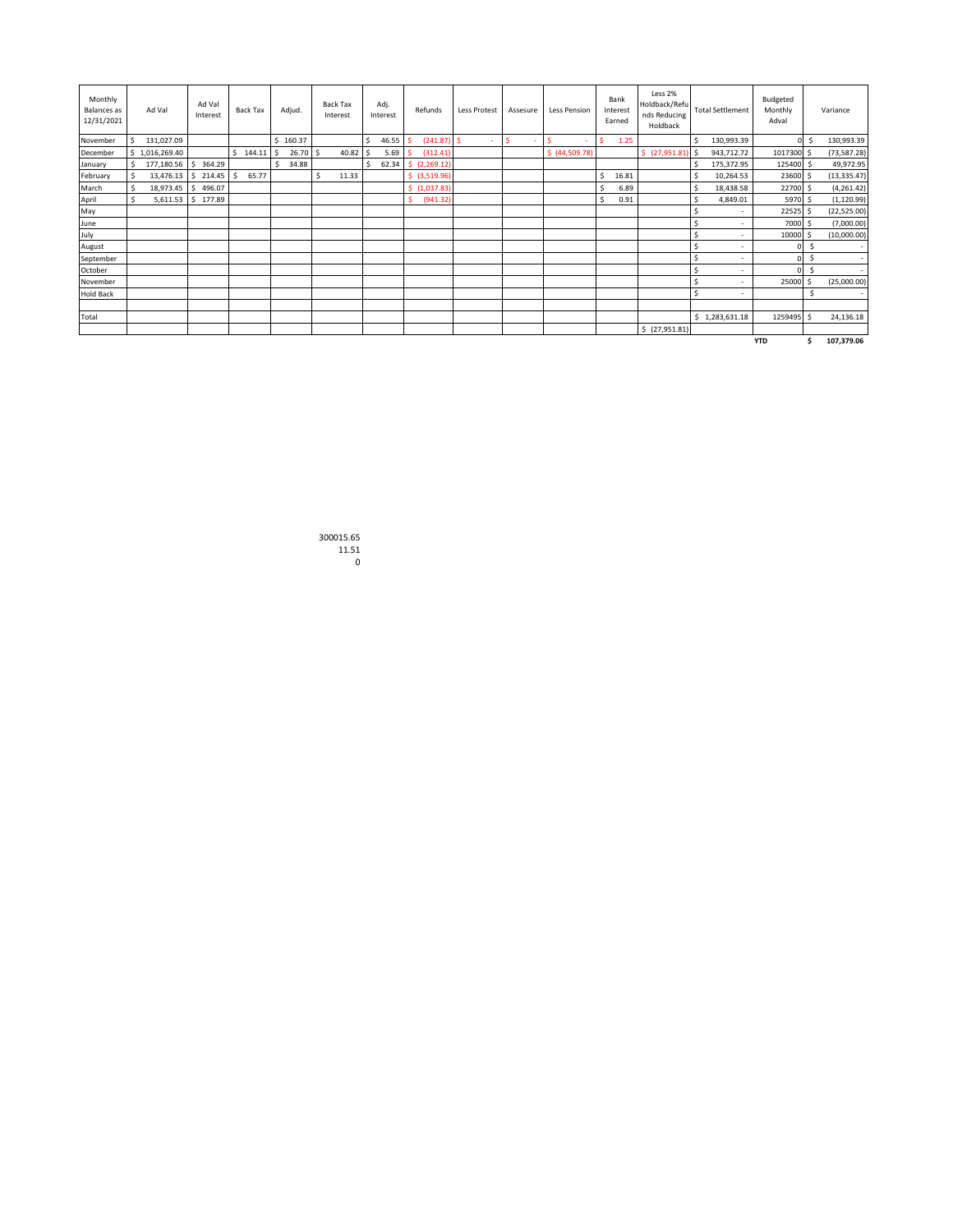| Monthly Balances as 12/31/2021 | Ad Val | Ad Val Interest | Back Tax | Adjud. | Back Tax Interest | Adj. Interest | Refunds | Less Protest | Assesure | Less Pension | Bank Interest Earned | Less 2% Holdback/Refunds Reducing Holdback | Total Settlement | Budgeted Monthly Adval | Variance |
|---|---|---|---|---|---|---|---|---|---|---|---|---|---|---|---|
| November | $ 131,027.09 | | | $ 160.37 | | $ 46.55 | $ (241.87) | $ - | $ - | $ - | $ 1.25 | | $ 130,993.39 | 0 | $ 130,993.39 |
| December | $ 1,016,269.40 | | $ 144.11 | $ 26.70 | $ 40.82 | $ 5.69 | $ (312.41) | | | $ (44,509.78) | | $ (27,951.81) | $ 943,712.72 | 1017300 | $ (73,587.28) |
| January | $ 177,180.56 | $ 364.29 | | $ 34.88 | | $ 62.34 | $ (2,269.12) | | | | | | $ 175,372.95 | 125400 | $ 49,972.95 |
| February | $ 13,476.13 | $ 214.45 | $ 65.77 | | $ 11.33 | | $ (3,519.96) | | | | $ 16.81 | | $ 10,264.53 | 23600 | $ (13,335.47) |
| March | $ 18,973.45 | $ 496.07 | | | | | $ (1,037.83) | | | | $ 6.89 | | $ 18,438.58 | 22700 | $ (4,261.42) |
| April | $ 5,611.53 | $ 177.89 | | | | | $ (941.32) | | | | $ 0.91 | | $ 4,849.01 | 5970 | $ (1,120.99) |
| May | | | | | | | | | | | | | $ - | 22525 | $ (22,525.00) |
| June | | | | | | | | | | | | | $ - | 7000 | $ (7,000.00) |
| July | | | | | | | | | | | | | $ - | 10000 | $ (10,000.00) |
| August | | | | | | | | | | | | | $ - | 0 | $ - |
| September | | | | | | | | | | | | | $ - | 0 | $ - |
| October | | | | | | | | | | | | | $ - | 0 | $ - |
| November | | | | | | | | | | | | | $ - | 25000 | $ (25,000.00) |
| Hold Back | | | | | | | | | | | | | $ - | | $ - |
| | | | | | | | | | | | | | | | |
| Total | | | | | | | | | | | | | $ 1,283,631.18 | 1259495 | $ 24,136.18 |
| | | | | | | | | | | | | $ (27,951.81) | | | |
| | | | | | | | | | | | | | | **YTD** | **$ 107,379.06** |

300015.65
11.51
0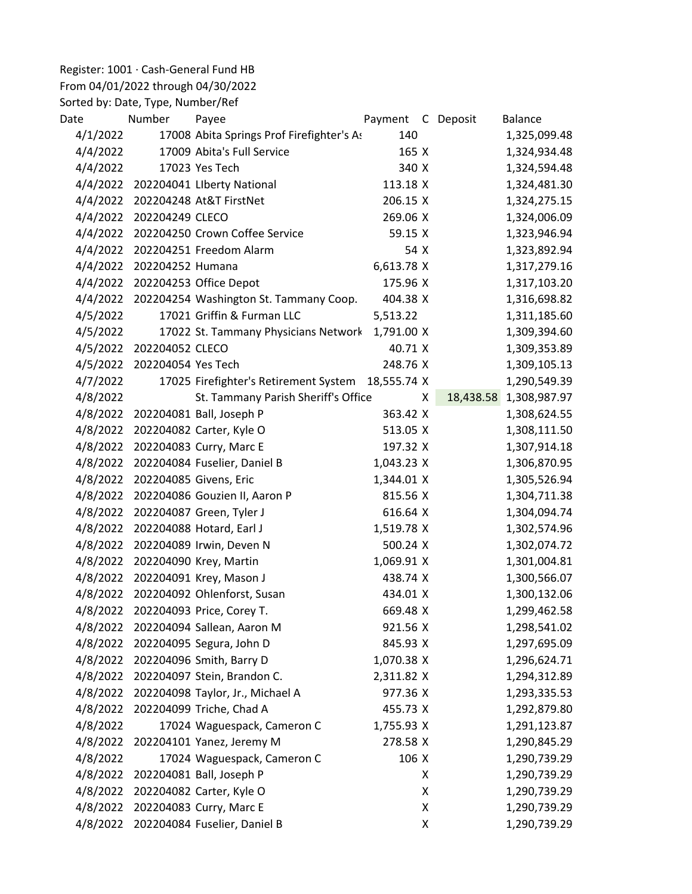Register: 1001 · Cash-General Fund HB
From 04/01/2022 through 04/30/2022
Sorted by: Date, Type, Number/Ref

| Date | Number | Payee | Payment | C | Deposit | Balance |
|---|---|---|---|---|---|---|
| 4/1/2022 | 17008 | Abita Springs Prof Firefighter's As | 140 | | | 1,325,099.48 |
| 4/4/2022 | 17009 | Abita's Full Service | 165 | X | | 1,324,934.48 |
| 4/4/2022 | 17023 | Yes Tech | 340 | X | | 1,324,594.48 |
| 4/4/2022 | 202204041 | LIberty National | 113.18 | X | | 1,324,481.30 |
| 4/4/2022 | 202204248 | At&T FirstNet | 206.15 | X | | 1,324,275.15 |
| 4/4/2022 | 202204249 | CLECO | 269.06 | X | | 1,324,006.09 |
| 4/4/2022 | 202204250 | Crown Coffee Service | 59.15 | X | | 1,323,946.94 |
| 4/4/2022 | 202204251 | Freedom Alarm | 54 | X | | 1,323,892.94 |
| 4/4/2022 | 202204252 | Humana | 6,613.78 | X | | 1,317,279.16 |
| 4/4/2022 | 202204253 | Office Depot | 175.96 | X | | 1,317,103.20 |
| 4/4/2022 | 202204254 | Washington St. Tammany Coop. | 404.38 | X | | 1,316,698.82 |
| 4/5/2022 | 17021 | Griffin & Furman LLC | 5,513.22 | | | 1,311,185.60 |
| 4/5/2022 | 17022 | St. Tammany Physicians Network | 1,791.00 | X | | 1,309,394.60 |
| 4/5/2022 | 202204052 | CLECO | 40.71 | X | | 1,309,353.89 |
| 4/5/2022 | 202204054 | Yes Tech | 248.76 | X | | 1,309,105.13 |
| 4/7/2022 | 17025 | Firefighter's Retirement System | 18,555.74 | X | | 1,290,549.39 |
| 4/8/2022 | | St. Tammany Parish Sheriff's Office | | X | 18,438.58 | 1,308,987.97 |
| 4/8/2022 | 202204081 | Ball, Joseph P | 363.42 | X | | 1,308,624.55 |
| 4/8/2022 | 202204082 | Carter, Kyle O | 513.05 | X | | 1,308,111.50 |
| 4/8/2022 | 202204083 | Curry, Marc E | 197.32 | X | | 1,307,914.18 |
| 4/8/2022 | 202204084 | Fuselier, Daniel B | 1,043.23 | X | | 1,306,870.95 |
| 4/8/2022 | 202204085 | Givens, Eric | 1,344.01 | X | | 1,305,526.94 |
| 4/8/2022 | 202204086 | Gouzien II, Aaron P | 815.56 | X | | 1,304,711.38 |
| 4/8/2022 | 202204087 | Green, Tyler J | 616.64 | X | | 1,304,094.74 |
| 4/8/2022 | 202204088 | Hotard, Earl J | 1,519.78 | X | | 1,302,574.96 |
| 4/8/2022 | 202204089 | Irwin, Deven N | 500.24 | X | | 1,302,074.72 |
| 4/8/2022 | 202204090 | Krey, Martin | 1,069.91 | X | | 1,301,004.81 |
| 4/8/2022 | 202204091 | Krey, Mason J | 438.74 | X | | 1,300,566.07 |
| 4/8/2022 | 202204092 | Ohlenforst, Susan | 434.01 | X | | 1,300,132.06 |
| 4/8/2022 | 202204093 | Price, Corey T. | 669.48 | X | | 1,299,462.58 |
| 4/8/2022 | 202204094 | Sallean, Aaron M | 921.56 | X | | 1,298,541.02 |
| 4/8/2022 | 202204095 | Segura, John D | 845.93 | X | | 1,297,695.09 |
| 4/8/2022 | 202204096 | Smith, Barry D | 1,070.38 | X | | 1,296,624.71 |
| 4/8/2022 | 202204097 | Stein, Brandon C. | 2,311.82 | X | | 1,294,312.89 |
| 4/8/2022 | 202204098 | Taylor, Jr., Michael A | 977.36 | X | | 1,293,335.53 |
| 4/8/2022 | 202204099 | Triche, Chad A | 455.73 | X | | 1,292,879.80 |
| 4/8/2022 | 17024 | Waguespack, Cameron C | 1,755.93 | X | | 1,291,123.87 |
| 4/8/2022 | 202204101 | Yanez, Jeremy M | 278.58 | X | | 1,290,845.29 |
| 4/8/2022 | 17024 | Waguespack, Cameron C | 106 | X | | 1,290,739.29 |
| 4/8/2022 | 202204081 | Ball, Joseph P | | X | | 1,290,739.29 |
| 4/8/2022 | 202204082 | Carter, Kyle O | | X | | 1,290,739.29 |
| 4/8/2022 | 202204083 | Curry, Marc E | | X | | 1,290,739.29 |
| 4/8/2022 | 202204084 | Fuselier, Daniel B | | X | | 1,290,739.29 |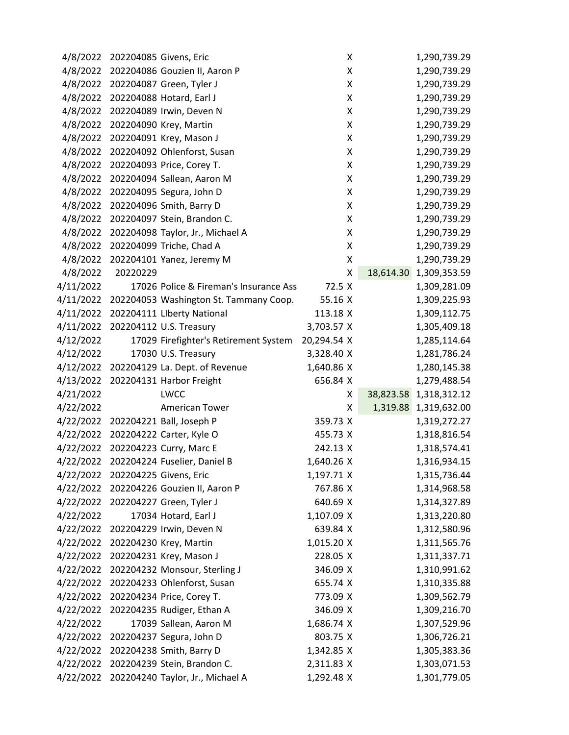| | | | | | | |
|---|---|---|---|---|---|---|
| 4/8/2022 | 202204085 | Givens, Eric | | X | | 1,290,739.29 |
| 4/8/2022 | 202204086 | Gouzien II, Aaron P | | X | | 1,290,739.29 |
| 4/8/2022 | 202204087 | Green, Tyler J | | X | | 1,290,739.29 |
| 4/8/2022 | 202204088 | Hotard, Earl J | | X | | 1,290,739.29 |
| 4/8/2022 | 202204089 | Irwin, Deven N | | X | | 1,290,739.29 |
| 4/8/2022 | 202204090 | Krey, Martin | | X | | 1,290,739.29 |
| 4/8/2022 | 202204091 | Krey, Mason J | | X | | 1,290,739.29 |
| 4/8/2022 | 202204092 | Ohlenforst, Susan | | X | | 1,290,739.29 |
| 4/8/2022 | 202204093 | Price, Corey T. | | X | | 1,290,739.29 |
| 4/8/2022 | 202204094 | Sallean, Aaron M | | X | | 1,290,739.29 |
| 4/8/2022 | 202204095 | Segura, John D | | X | | 1,290,739.29 |
| 4/8/2022 | 202204096 | Smith, Barry D | | X | | 1,290,739.29 |
| 4/8/2022 | 202204097 | Stein, Brandon C. | | X | | 1,290,739.29 |
| 4/8/2022 | 202204098 | Taylor, Jr., Michael A | | X | | 1,290,739.29 |
| 4/8/2022 | 202204099 | Triche, Chad A | | X | | 1,290,739.29 |
| 4/8/2022 | 202204101 | Yanez, Jeremy M | | X | | 1,290,739.29 |
| 4/8/2022 | 20220229 | | | X | 18,614.30 | 1,309,353.59 |
| 4/11/2022 | 17026 | Police & Fireman's Insurance Ass | 72.5 | X | | 1,309,281.09 |
| 4/11/2022 | 202204053 | Washington St. Tammany Coop. | 55.16 | X | | 1,309,225.93 |
| 4/11/2022 | 202204111 | LIberty National | 113.18 | X | | 1,309,112.75 |
| 4/11/2022 | 202204112 | U.S. Treasury | 3,703.57 | X | | 1,305,409.18 |
| 4/12/2022 | 17029 | Firefighter's Retirement System | 20,294.54 | X | | 1,285,114.64 |
| 4/12/2022 | 17030 | U.S. Treasury | 3,328.40 | X | | 1,281,786.24 |
| 4/12/2022 | 202204129 | La. Dept. of Revenue | 1,640.86 | X | | 1,280,145.38 |
| 4/13/2022 | 202204131 | Harbor Freight | 656.84 | X | | 1,279,488.54 |
| 4/21/2022 | | LWCC | | X | 38,823.58 | 1,318,312.12 |
| 4/22/2022 | | American Tower | | X | 1,319.88 | 1,319,632.00 |
| 4/22/2022 | 202204221 | Ball, Joseph P | 359.73 | X | | 1,319,272.27 |
| 4/22/2022 | 202204222 | Carter, Kyle O | 455.73 | X | | 1,318,816.54 |
| 4/22/2022 | 202204223 | Curry, Marc E | 242.13 | X | | 1,318,574.41 |
| 4/22/2022 | 202204224 | Fuselier, Daniel B | 1,640.26 | X | | 1,316,934.15 |
| 4/22/2022 | 202204225 | Givens, Eric | 1,197.71 | X | | 1,315,736.44 |
| 4/22/2022 | 202204226 | Gouzien II, Aaron P | 767.86 | X | | 1,314,968.58 |
| 4/22/2022 | 202204227 | Green, Tyler J | 640.69 | X | | 1,314,327.89 |
| 4/22/2022 | 17034 | Hotard, Earl J | 1,107.09 | X | | 1,313,220.80 |
| 4/22/2022 | 202204229 | Irwin, Deven N | 639.84 | X | | 1,312,580.96 |
| 4/22/2022 | 202204230 | Krey, Martin | 1,015.20 | X | | 1,311,565.76 |
| 4/22/2022 | 202204231 | Krey, Mason J | 228.05 | X | | 1,311,337.71 |
| 4/22/2022 | 202204232 | Monsour, Sterling J | 346.09 | X | | 1,310,991.62 |
| 4/22/2022 | 202204233 | Ohlenforst, Susan | 655.74 | X | | 1,310,335.88 |
| 4/22/2022 | 202204234 | Price, Corey T. | 773.09 | X | | 1,309,562.79 |
| 4/22/2022 | 202204235 | Rudiger, Ethan A | 346.09 | X | | 1,309,216.70 |
| 4/22/2022 | 17039 | Sallean, Aaron M | 1,686.74 | X | | 1,307,529.96 |
| 4/22/2022 | 202204237 | Segura, John D | 803.75 | X | | 1,306,726.21 |
| 4/22/2022 | 202204238 | Smith, Barry D | 1,342.85 | X | | 1,305,383.36 |
| 4/22/2022 | 202204239 | Stein, Brandon C. | 2,311.83 | X | | 1,303,071.53 |
| 4/22/2022 | 202204240 | Taylor, Jr., Michael A | 1,292.48 | X | | 1,301,779.05 |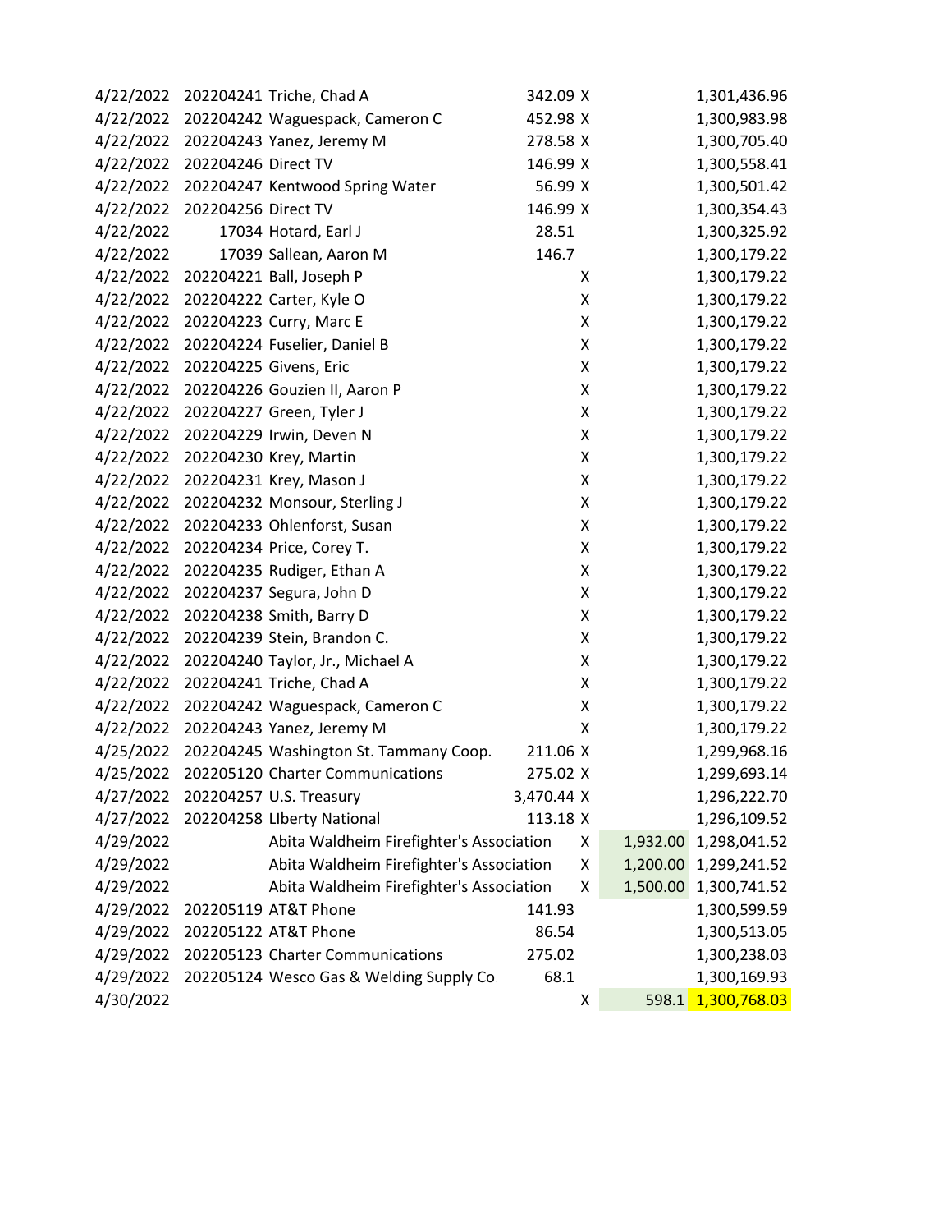| | | | | | | |
|---|---|---|---|---|---|---|
| 4/22/2022 | 202204241 | Triche, Chad A | 342.09 | X | | 1,301,436.96 |
| 4/22/2022 | 202204242 | Waguespack, Cameron C | 452.98 | X | | 1,300,983.98 |
| 4/22/2022 | 202204243 | Yanez, Jeremy M | 278.58 | X | | 1,300,705.40 |
| 4/22/2022 | 202204246 | Direct TV | 146.99 | X | | 1,300,558.41 |
| 4/22/2022 | 202204247 | Kentwood Spring Water | 56.99 | X | | 1,300,501.42 |
| 4/22/2022 | 202204256 | Direct TV | 146.99 | X | | 1,300,354.43 |
| 4/22/2022 | 17034 | Hotard, Earl J | 28.51 | | | 1,300,325.92 |
| 4/22/2022 | 17039 | Sallean, Aaron M | 146.7 | | | 1,300,179.22 |
| 4/22/2022 | 202204221 | Ball, Joseph P | | X | | 1,300,179.22 |
| 4/22/2022 | 202204222 | Carter, Kyle O | | X | | 1,300,179.22 |
| 4/22/2022 | 202204223 | Curry, Marc E | | X | | 1,300,179.22 |
| 4/22/2022 | 202204224 | Fuselier, Daniel B | | X | | 1,300,179.22 |
| 4/22/2022 | 202204225 | Givens, Eric | | X | | 1,300,179.22 |
| 4/22/2022 | 202204226 | Gouzien II, Aaron P | | X | | 1,300,179.22 |
| 4/22/2022 | 202204227 | Green, Tyler J | | X | | 1,300,179.22 |
| 4/22/2022 | 202204229 | Irwin, Deven N | | X | | 1,300,179.22 |
| 4/22/2022 | 202204230 | Krey, Martin | | X | | 1,300,179.22 |
| 4/22/2022 | 202204231 | Krey, Mason J | | X | | 1,300,179.22 |
| 4/22/2022 | 202204232 | Monsour, Sterling J | | X | | 1,300,179.22 |
| 4/22/2022 | 202204233 | Ohlenforst, Susan | | X | | 1,300,179.22 |
| 4/22/2022 | 202204234 | Price, Corey T. | | X | | 1,300,179.22 |
| 4/22/2022 | 202204235 | Rudiger, Ethan A | | X | | 1,300,179.22 |
| 4/22/2022 | 202204237 | Segura, John D | | X | | 1,300,179.22 |
| 4/22/2022 | 202204238 | Smith, Barry D | | X | | 1,300,179.22 |
| 4/22/2022 | 202204239 | Stein, Brandon C. | | X | | 1,300,179.22 |
| 4/22/2022 | 202204240 | Taylor, Jr., Michael A | | X | | 1,300,179.22 |
| 4/22/2022 | 202204241 | Triche, Chad A | | X | | 1,300,179.22 |
| 4/22/2022 | 202204242 | Waguespack, Cameron C | | X | | 1,300,179.22 |
| 4/22/2022 | 202204243 | Yanez, Jeremy M | | X | | 1,300,179.22 |
| 4/25/2022 | 202204245 | Washington St. Tammany Coop. | 211.06 | X | | 1,299,968.16 |
| 4/25/2022 | 202205120 | Charter Communications | 275.02 | X | | 1,299,693.14 |
| 4/27/2022 | 202204257 | U.S. Treasury | 3,470.44 | X | | 1,296,222.70 |
| 4/27/2022 | 202204258 | LIberty National | 113.18 | X | | 1,296,109.52 |
| 4/29/2022 | | Abita Waldheim Firefighter's Association | | X | 1,932.00 | 1,298,041.52 |
| 4/29/2022 | | Abita Waldheim Firefighter's Association | | X | 1,200.00 | 1,299,241.52 |
| 4/29/2022 | | Abita Waldheim Firefighter's Association | | X | 1,500.00 | 1,300,741.52 |
| 4/29/2022 | 202205119 | AT&T Phone | 141.93 | | | 1,300,599.59 |
| 4/29/2022 | 202205122 | AT&T Phone | 86.54 | | | 1,300,513.05 |
| 4/29/2022 | 202205123 | Charter Communications | 275.02 | | | 1,300,238.03 |
| 4/29/2022 | 202205124 | Wesco Gas & Welding Supply Co. | 68.1 | | | 1,300,169.93 |
| 4/30/2022 | | | | X | 598.1 | 1,300,768.03 |